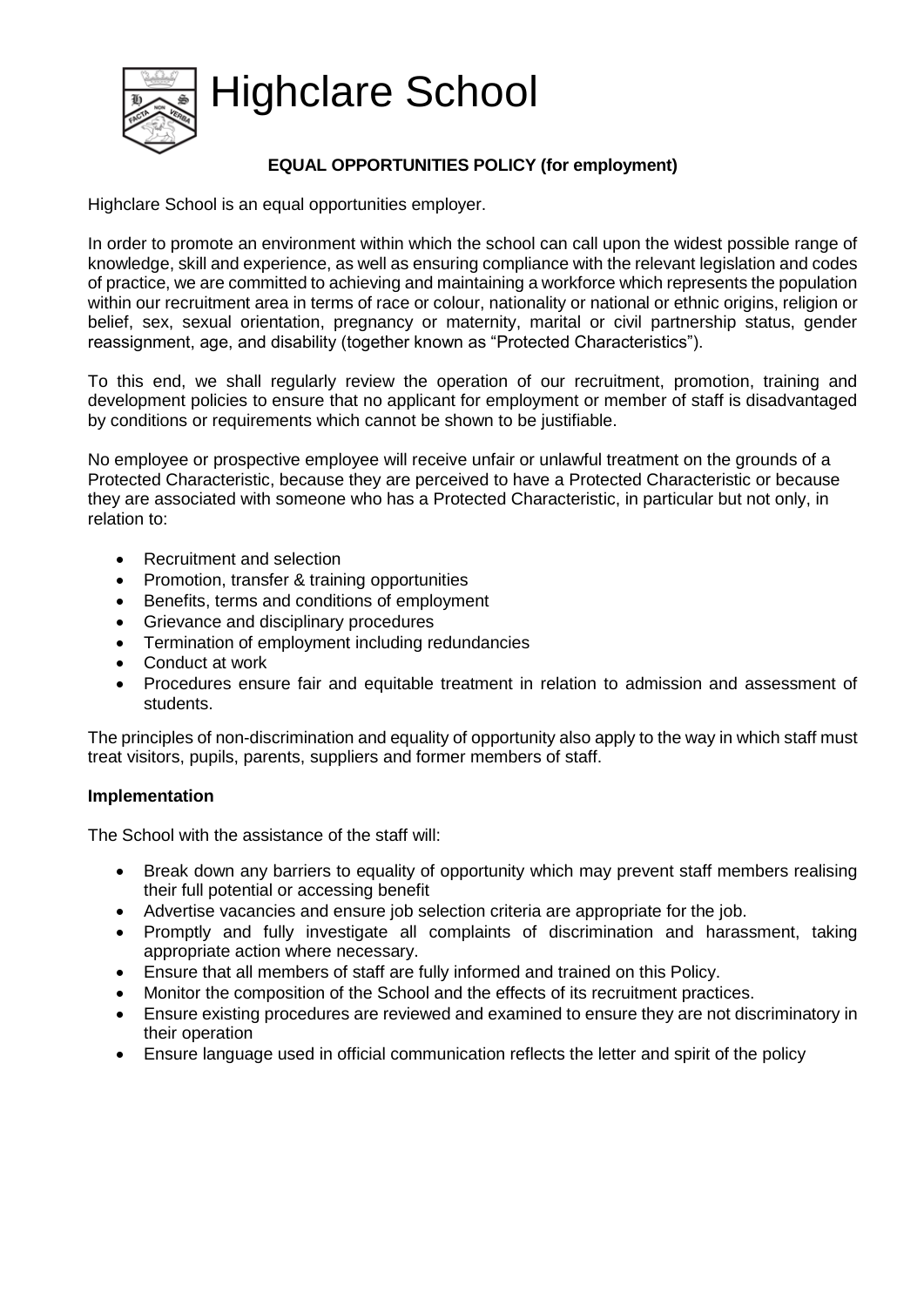# Highclare School

**EQUAL OPPORTUNITIES POLICY (for employment)**

Highclare School is an equal opportunities employer.

In order to promote an environment within which the school can call upon the widest possible range of knowledge, skill and experience, as well as ensuring compliance with the relevant legislation and codes of practice, we are committed to achieving and maintaining a workforce which represents the population within our recruitment area in terms of race or colour, nationality or national or ethnic origins, religion or belief, sex, sexual orientation, pregnancy or maternity, marital or civil partnership status, gender reassignment, age, and disability (together known as "Protected Characteristics").

To this end, we shall regularly review the operation of our recruitment, promotion, training and development policies to ensure that no applicant for employment or member of staff is disadvantaged by conditions or requirements which cannot be shown to be justifiable.

No employee or prospective employee will receive unfair or unlawful treatment on the grounds of a Protected Characteristic, because they are perceived to have a Protected Characteristic or because they are associated with someone who has a Protected Characteristic, in particular but not only, in relation to:

- Recruitment and selection
- Promotion, transfer & training opportunities
- Benefits, terms and conditions of employment
- Grievance and disciplinary procedures
- Termination of employment including redundancies
- Conduct at work
- Procedures ensure fair and equitable treatment in relation to admission and assessment of students.

The principles of non-discrimination and equality of opportunity also apply to the way in which staff must treat visitors, pupils, parents, suppliers and former members of staff.

**Implementation**

The School with the assistance of the staff will:

- Break down any barriers to equality of opportunity which may prevent staff members realising their full potential or accessing benefit
- Advertise vacancies and ensure job selection criteria are appropriate for the job.
- Promptly and fully investigate all complaints of discrimination and harassment, taking appropriate action where necessary.
- Ensure that all members of staff are fully informed and trained on this Policy.
- Monitor the composition of the School and the effects of its recruitment practices.
- Ensure existing procedures are reviewed and examined to ensure they are not discriminatory in their operation
- Ensure language used in official communication reflects the letter and spirit of the policy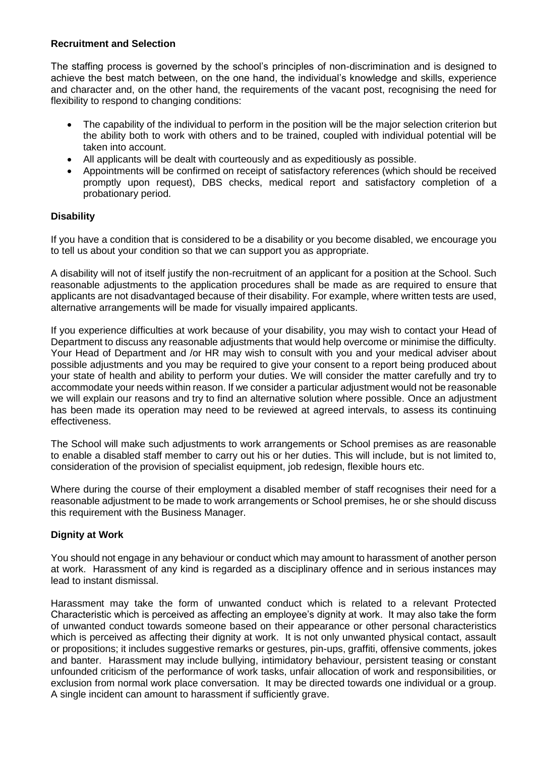**Recruitment and Selection**

The staffing process is governed by the school's principles of non-discrimination and is designed to achieve the best match between, on the one hand, the individual's knowledge and skills, experience and character and, on the other hand, the requirements of the vacant post, recognising the need for flexibility to respond to changing conditions:

- The capability of the individual to perform in the position will be the major selection criterion but the ability both to work with others and to be trained, coupled with individual potential will be taken into account.
- All applicants will be dealt with courteously and as expeditiously as possible.
- Appointments will be confirmed on receipt of satisfactory references (which should be received promptly upon request), DBS checks, medical report and satisfactory completion of a probationary period.

**Disability**

If you have a condition that is considered to be a disability or you become disabled, we encourage you to tell us about your condition so that we can support you as appropriate.

A disability will not of itself justify the non-recruitment of an applicant for a position at the School. Such reasonable adjustments to the application procedures shall be made as are required to ensure that applicants are not disadvantaged because of their disability. For example, where written tests are used, alternative arrangements will be made for visually impaired applicants.

If you experience difficulties at work because of your disability, you may wish to contact your Head of Department to discuss any reasonable adjustments that would help overcome or minimise the difficulty. Your Head of Department and /or HR may wish to consult with you and your medical adviser about possible adjustments and you may be required to give your consent to a report being produced about your state of health and ability to perform your duties. We will consider the matter carefully and try to accommodate your needs within reason. If we consider a particular adjustment would not be reasonable we will explain our reasons and try to find an alternative solution where possible. Once an adjustment has been made its operation may need to be reviewed at agreed intervals, to assess its continuing effectiveness.

The School will make such adjustments to work arrangements or School premises as are reasonable to enable a disabled staff member to carry out his or her duties. This will include, but is not limited to, consideration of the provision of specialist equipment, job redesign, flexible hours etc.

Where during the course of their employment a disabled member of staff recognises their need for a reasonable adjustment to be made to work arrangements or School premises, he or she should discuss this requirement with the Business Manager.

**Dignity at Work**

You should not engage in any behaviour or conduct which may amount to harassment of another person at work. Harassment of any kind is regarded as a disciplinary offence and in serious instances may lead to instant dismissal.

Harassment may take the form of unwanted conduct which is related to a relevant Protected Characteristic which is perceived as affecting an employee's dignity at work. It may also take the form of unwanted conduct towards someone based on their appearance or other personal characteristics which is perceived as affecting their dignity at work. It is not only unwanted physical contact, assault or propositions; it includes suggestive remarks or gestures, pin-ups, graffiti, offensive comments, jokes and banter. Harassment may include bullying, intimidatory behaviour, persistent teasing or constant unfounded criticism of the performance of work tasks, unfair allocation of work and responsibilities, or exclusion from normal work place conversation. It may be directed towards one individual or a group. A single incident can amount to harassment if sufficiently grave.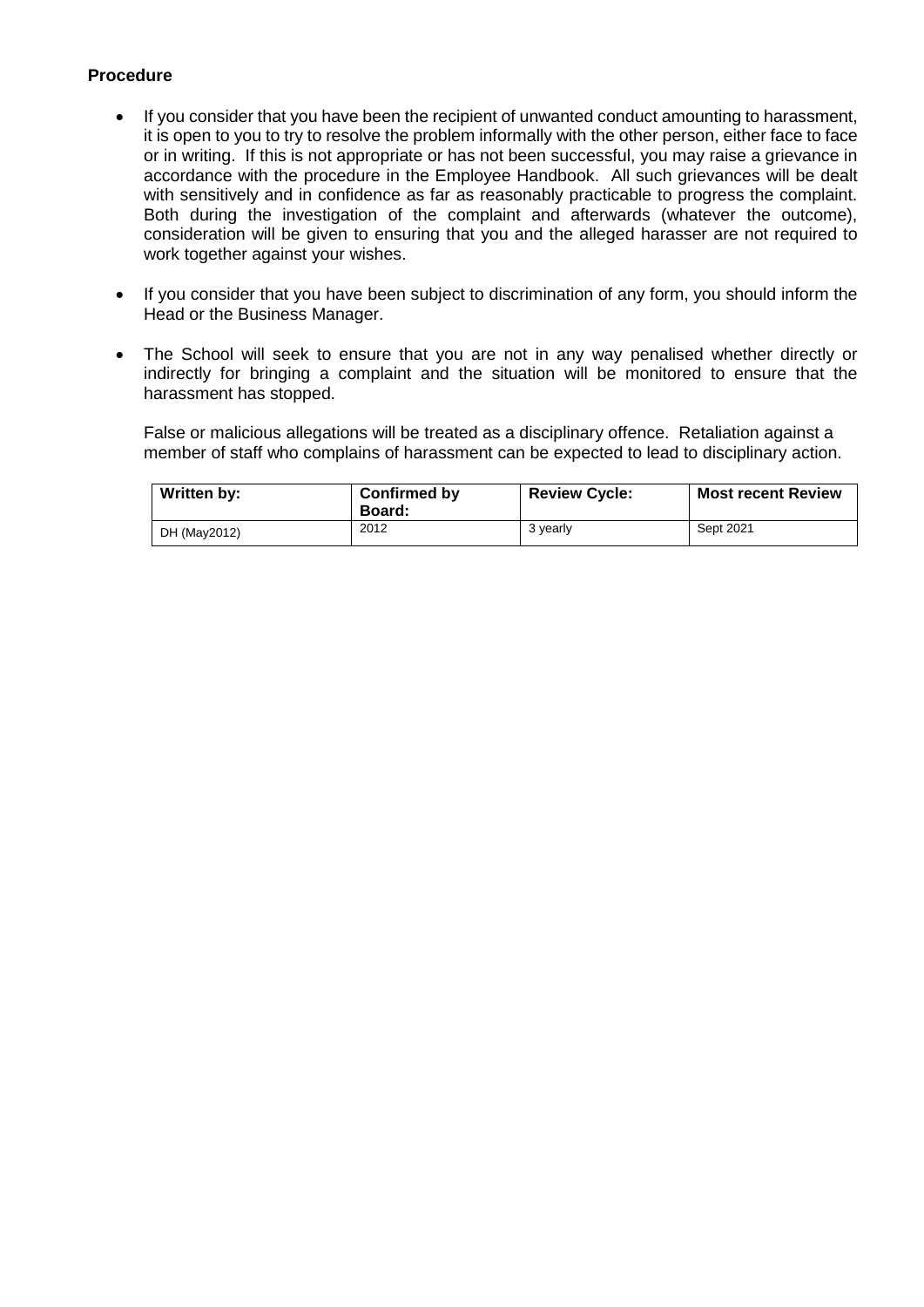**Procedure**

- If you consider that you have been the recipient of unwanted conduct amounting to harassment, it is open to you to try to resolve the problem informally with the other person, either face to face or in writing. If this is not appropriate or has not been successful, you may raise a grievance in accordance with the procedure in the Employee Handbook. All such grievances will be dealt with sensitively and in confidence as far as reasonably practicable to progress the complaint. Both during the investigation of the complaint and afterwards (whatever the outcome), consideration will be given to ensuring that you and the alleged harasser are not required to work together against your wishes.

- If you consider that you have been subject to discrimination of any form, you should inform the Head or the Business Manager.

- The School will seek to ensure that you are not in any way penalised whether directly or indirectly for bringing a complaint and the situation will be monitored to ensure that the harassment has stopped.

  False or malicious allegations will be treated as a disciplinary offence. Retaliation against a member of staff who complains of harassment can be expected to lead to disciplinary action.

| Written by: | Confirmed by Board: | Review Cycle: | Most recent Review |
|---|---|---|---|
| DH (May2012) | 2012 | 3 yearly | Sept 2021 |